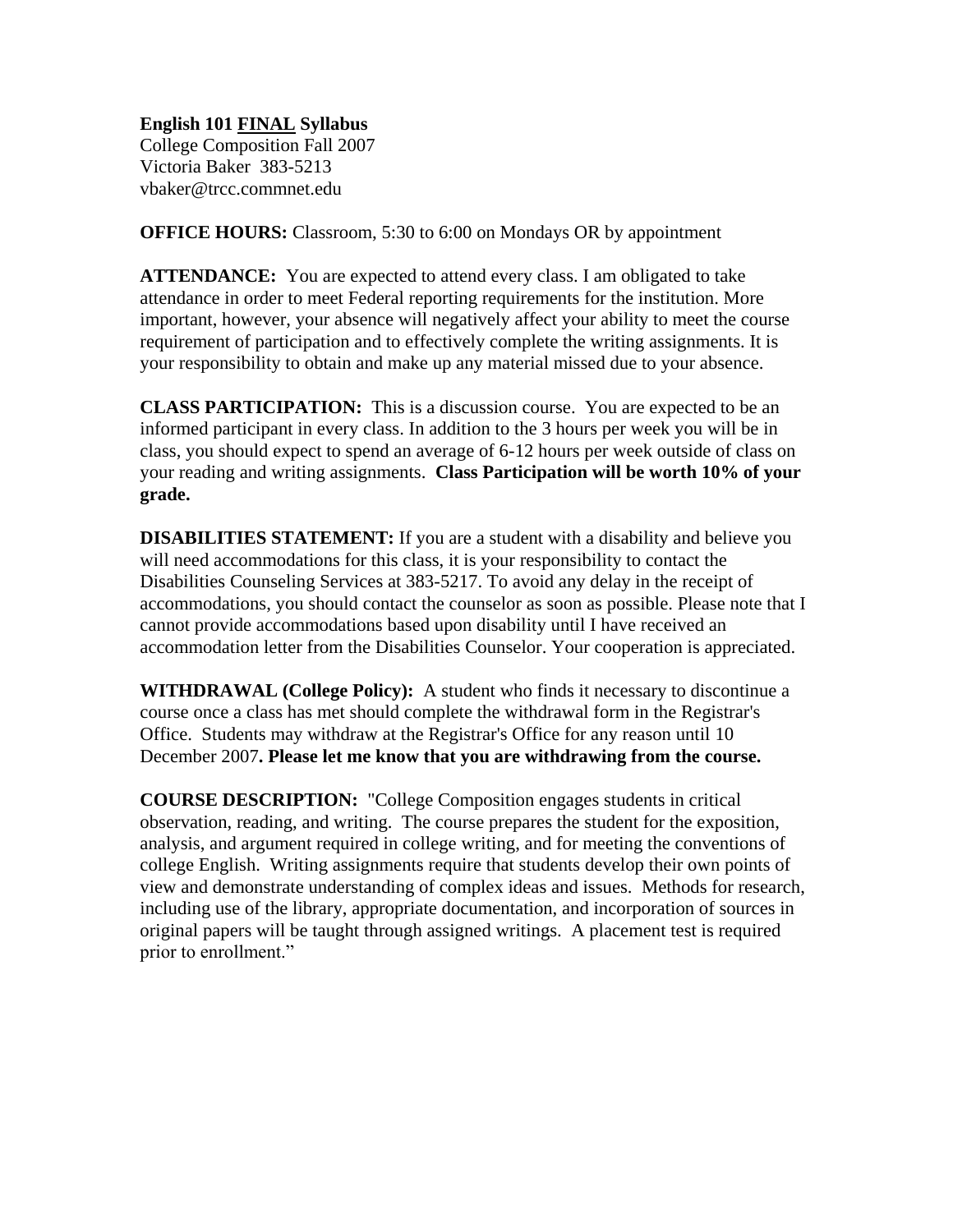**English 101 <u>FINAL</u> Syllabus**
College Composition Fall 2007
Victoria Baker 383-5213
vbaker@trcc.commnet.edu

**OFFICE HOURS:** Classroom, 5:30 to 6:00 on Mondays OR by appointment

**ATTENDANCE:** You are expected to attend every class. I am obligated to take attendance in order to meet Federal reporting requirements for the institution. More important, however, your absence will negatively affect your ability to meet the course requirement of participation and to effectively complete the writing assignments. It is your responsibility to obtain and make up any material missed due to your absence.

**CLASS PARTICIPATION:** This is a discussion course. You are expected to be an informed participant in every class. In addition to the 3 hours per week you will be in class, you should expect to spend an average of 6-12 hours per week outside of class on your reading and writing assignments. **Class Participation will be worth 10% of your grade.**

**DISABILITIES STATEMENT:** If you are a student with a disability and believe you will need accommodations for this class, it is your responsibility to contact the Disabilities Counseling Services at 383-5217. To avoid any delay in the receipt of accommodations, you should contact the counselor as soon as possible. Please note that I cannot provide accommodations based upon disability until I have received an accommodation letter from the Disabilities Counselor. Your cooperation is appreciated.

**WITHDRAWAL (College Policy):** A student who finds it necessary to discontinue a course once a class has met should complete the withdrawal form in the Registrar's Office. Students may withdraw at the Registrar's Office for any reason until 10 December 2007**. Please let me know that you are withdrawing from the course.**

**COURSE DESCRIPTION:** "College Composition engages students in critical observation, reading, and writing. The course prepares the student for the exposition, analysis, and argument required in college writing, and for meeting the conventions of college English. Writing assignments require that students develop their own points of view and demonstrate understanding of complex ideas and issues. Methods for research, including use of the library, appropriate documentation, and incorporation of sources in original papers will be taught through assigned writings. A placement test is required prior to enrollment."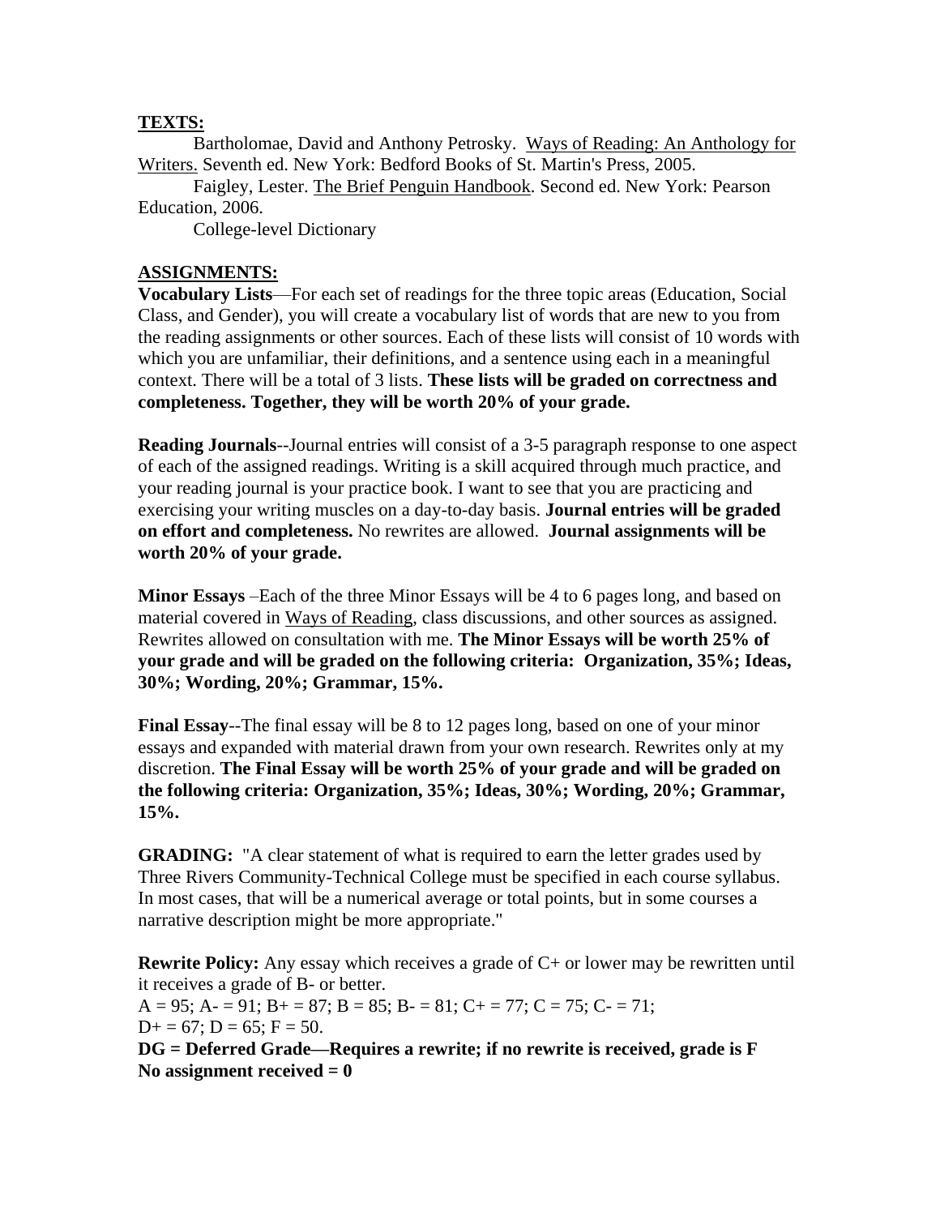**TEXTS:**

Bartholomae, David and Anthony Petrosky. Ways of Reading: An Anthology for Writers. Seventh ed. New York: Bedford Books of St. Martin's Press, 2005.

Faigley, Lester. The Brief Penguin Handbook. Second ed. New York: Pearson Education, 2006.

College-level Dictionary

**ASSIGNMENTS:**

**Vocabulary Lists**—For each set of readings for the three topic areas (Education, Social Class, and Gender), you will create a vocabulary list of words that are new to you from the reading assignments or other sources. Each of these lists will consist of 10 words with which you are unfamiliar, their definitions, and a sentence using each in a meaningful context. There will be a total of 3 lists. **These lists will be graded on correctness and completeness. Together, they will be worth 20% of your grade.**

**Reading Journals**--Journal entries will consist of a 3-5 paragraph response to one aspect of each of the assigned readings. Writing is a skill acquired through much practice, and your reading journal is your practice book. I want to see that you are practicing and exercising your writing muscles on a day-to-day basis. **Journal entries will be graded on effort and completeness.** No rewrites are allowed. **Journal assignments will be worth 20% of your grade.**

**Minor Essays** –Each of the three Minor Essays will be 4 to 6 pages long, and based on material covered in Ways of Reading, class discussions, and other sources as assigned. Rewrites allowed on consultation with me. **The Minor Essays will be worth 25% of your grade and will be graded on the following criteria: Organization, 35%; Ideas, 30%; Wording, 20%; Grammar, 15%.**

**Final Essay**--The final essay will be 8 to 12 pages long, based on one of your minor essays and expanded with material drawn from your own research. Rewrites only at my discretion. **The Final Essay will be worth 25% of your grade and will be graded on the following criteria: Organization, 35%; Ideas, 30%; Wording, 20%; Grammar, 15%.**

**GRADING:** "A clear statement of what is required to earn the letter grades used by Three Rivers Community-Technical College must be specified in each course syllabus. In most cases, that will be a numerical average or total points, but in some courses a narrative description might be more appropriate."

**Rewrite Policy:** Any essay which receives a grade of C+ or lower may be rewritten until it receives a grade of B- or better.

A = 95; A- = 91; B+ = 87; B = 85; B- = 81; C+ = 77; C = 75; C- = 71;
D+ = 67; D = 65; F = 50.

**DG = Deferred Grade—Requires a rewrite; if no rewrite is received, grade is F**
**No assignment received = 0**